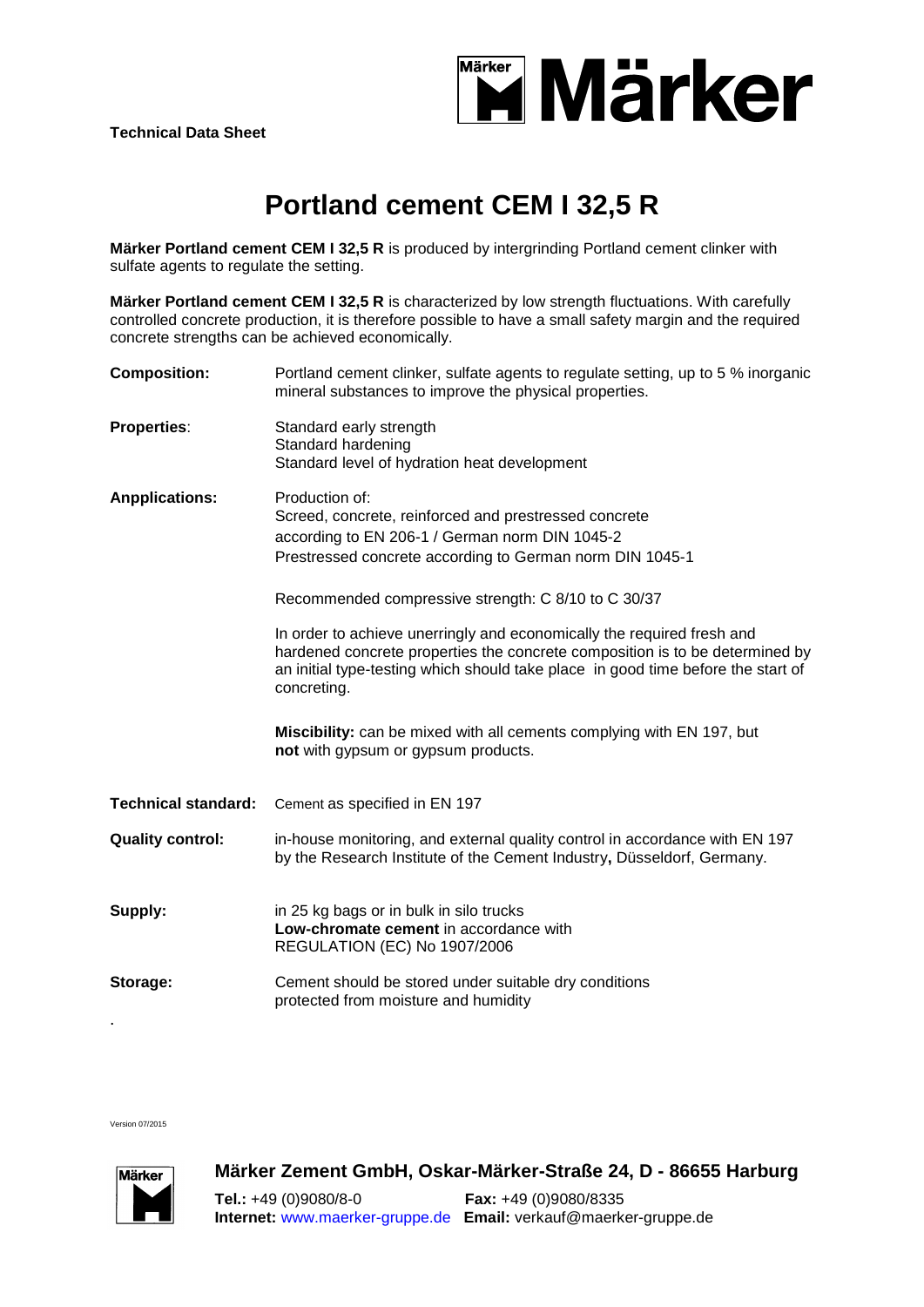**Technical Data Sheet**

# Portland cement CEM I 32,5 R

**Märker Portland cement CEM I 32,5 R** is produced by intergrinding Portland cement clinker with sulfate agents to regulate the setting.

**Märker Portland cement CEM I 32,5 R** is characterized by low strength fluctuations. With carefully controlled concrete production, it is therefore possible to have a small safety margin and the required concrete strengths can be achieved economically.

**Composition:** Portland cement clinker, sulfate agents to regulate setting, up to 5 % inorganic mineral substances to improve the physical properties.

**Properties**:
Standard early strength
Standard hardening
Standard level of hydration heat development

**Anpplications:**
Production of:
Screed, concrete, reinforced and prestressed concrete according to EN 206-1 / German norm DIN 1045-2
Prestressed concrete according to German norm DIN 1045-1

Recommended compressive strength: C 8/10 to C 30/37

In order to achieve unerringly and economically the required fresh and hardened concrete properties the concrete composition is to be determined by an initial type-testing which should take place in good time before the start of concreting.

**Miscibility:** can be mixed with all cements complying with EN 197, but **not** with gypsum or gypsum products.

**Technical standard:** Cement as specified in EN 197

**Quality control:** in-house monitoring, and external quality control in accordance with EN 197 by the Research Institute of the Cement Industry**,** Düsseldorf, Germany.

**Supply:**
in 25 kg bags or in bulk in silo trucks
**Low-chromate cement** in accordance with REGULATION (EC) No 1907/2006

**Storage:**
Cement should be stored under suitable dry conditions protected from moisture and humidity

Version 07/2015

**Märker Zement GmbH, Oskar-Märker-Straße 24, D - 86655 Harburg**

**Tel.:** +49 (0)9080/8-0 **Fax:** +49 (0)9080/8335
**Internet:** www.maerker-gruppe.de **Email:** verkauf@maerker-gruppe.de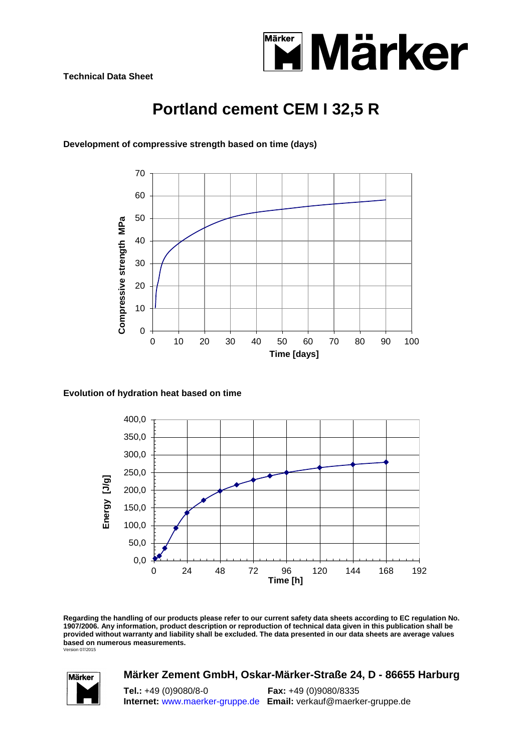Technical Data Sheet

Märker

# Portland cement CEM I 32,5 R

**Development of compressive strength based on time (days)**

Compressive strength MPa

70
60
50
40
30
20
10
0

0 10 20 30 40 50 60 70 80 90 100

Time [days]

**Evolution of hydration heat based on time**

Energy [J/g]

400,0
350,0
300,0
250,0
200,0
150,0
100,0
50,0
0,0

0 24 48 72 96 120 144 168 192

Time [h]

**Regarding the handling of our products please refer to our current safety data sheets according to EC regulation No. 1907/2006. Any information, product description or reproduction of technical data given in this publication shall be provided without warranty and liability shall be excluded. The data presented in our data sheets are average values based on numerous measurements.**

Version 07/2015

**Märker Zement GmbH, Oskar-Märker-Straße 24, D - 86655 Harburg**

**Tel.:** +49 (0)9080/8-0 **Fax:** +49 (0)9080/8335

**Internet:** www.maerker-gruppe.de **Email:** verkauf@maerker-gruppe.de